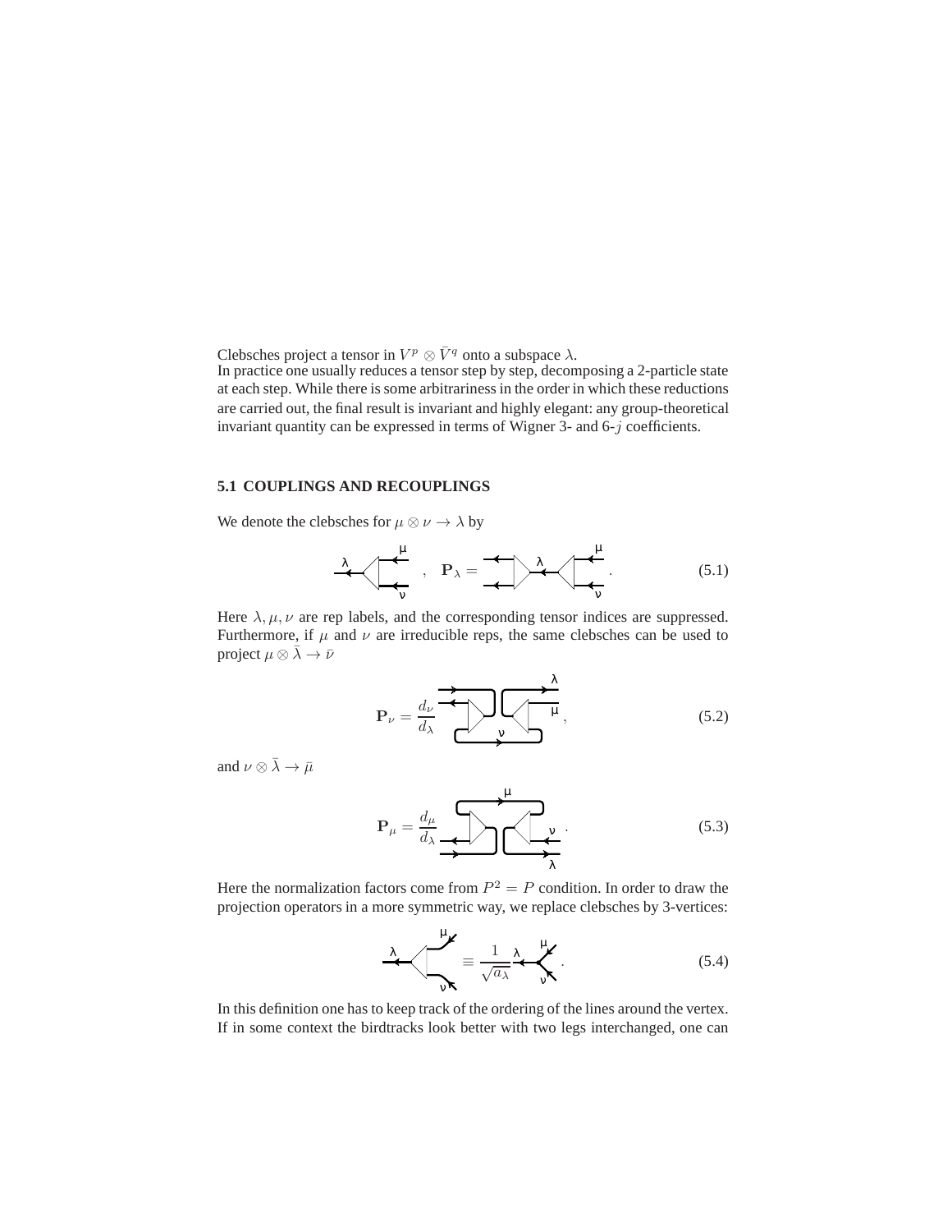Clebsches project a tensor in $V^p \otimes \bar{V}^q$ onto a subspace $\lambda$.

In practice one usually reduces a tensor step by step, decomposing a 2-particle state at each step. While there is some arbitrariness in the order in which these reductions are carried out, the final result is invariant and highly elegant: any group-theoretical invariant quantity can be expressed in terms of Wigner 3- and 6-$j$ coefficients.

### 5.1 COUPLINGS AND RECOUPLINGS

We denote the clebsches for $\mu \otimes \nu \to \lambda$ by

$$, \quad \mathbf{P}_\lambda = \quad . \tag{5.1}$$

Here $\lambda, \mu, \nu$ are rep labels, and the corresponding tensor indices are suppressed. Furthermore, if $\mu$ and $\nu$ are irreducible reps, the same clebsches can be used to project $\mu \otimes \bar{\lambda} \to \bar{\nu}$

$$\mathbf{P}_\nu = \frac{d_\nu}{d_\lambda} \quad , \tag{5.2}$$

and $\nu \otimes \bar{\lambda} \to \bar{\mu}$

$$\mathbf{P}_\mu = \frac{d_\mu}{d_\lambda} \quad . \tag{5.3}$$

Here the normalization factors come from $P^2 = P$ condition. In order to draw the projection operators in a more symmetric way, we replace clebsches by 3-vertices:

$$\equiv \frac{1}{\sqrt{a_\lambda}} \quad . \tag{5.4}$$

In this definition one has to keep track of the ordering of the lines around the vertex. If in some context the birdtracks look better with two legs interchanged, one can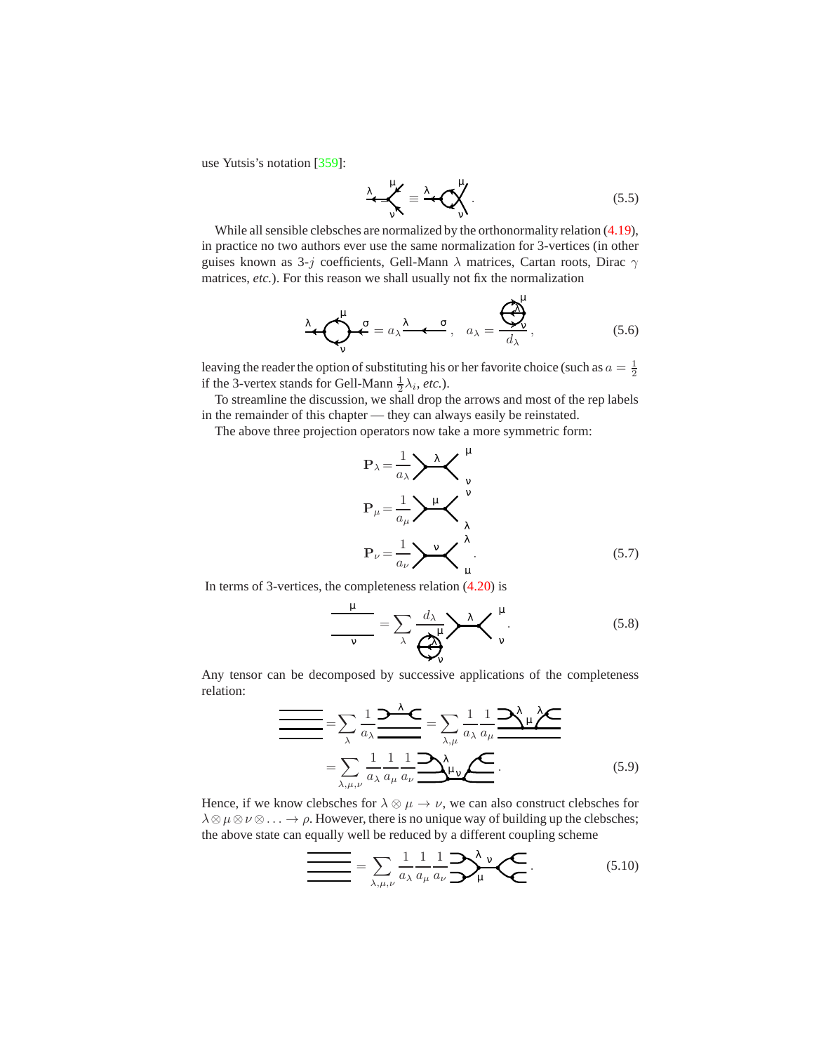use Yutsis's notation [359]:

$$\text{[diagram]} \equiv \text{[diagram]} . \tag{5.5}$$

While all sensible clebsches are normalized by the orthonormality relation (4.19), in practice no two authors ever use the same normalization for 3-vertices (in other guises known as 3-$j$ coefficients, Gell-Mann $\lambda$ matrices, Cartan roots, Dirac $\gamma$ matrices, *etc.*). For this reason we shall usually not fix the normalization

$$\text{[diagram]} = a_\lambda \text{[diagram]} , \quad a_\lambda = \frac{\text{[diagram]}}{d_\lambda} , \tag{5.6}$$

leaving the reader the option of substituting his or her favorite choice (such as $a = \frac{1}{2}$ if the 3-vertex stands for Gell-Mann $\frac{1}{2}\lambda_i$, *etc.*).

To streamline the discussion, we shall drop the arrows and most of the rep labels in the remainder of this chapter — they can always easily be reinstated.

The above three projection operators now take a more symmetric form:

$$\begin{aligned}
\mathbf{P}_\lambda &= \frac{1}{a_\lambda} \text{[diagram]} \\
\mathbf{P}_\mu &= \frac{1}{a_\mu} \text{[diagram]} \\
\mathbf{P}_\nu &= \frac{1}{a_\nu} \text{[diagram]} .
\end{aligned} \tag{5.7}$$

In terms of 3-vertices, the completeness relation (4.20) is

$$\text{[diagram]} = \sum_\lambda \frac{d_\lambda}{\text{[diagram]}} \text{[diagram]} . \tag{5.8}$$

Any tensor can be decomposed by successive applications of the completeness relation:

$$\begin{aligned}
\text{[diagram]} &= \sum_\lambda \frac{1}{a_\lambda} \text{[diagram]} = \sum_{\lambda,\mu} \frac{1}{a_\lambda} \frac{1}{a_\mu} \text{[diagram]} \\
&= \sum_{\lambda,\mu,\nu} \frac{1}{a_\lambda} \frac{1}{a_\mu} \frac{1}{a_\nu} \text{[diagram]} .
\end{aligned} \tag{5.9}$$

Hence, if we know clebsches for $\lambda \otimes \mu \to \nu$, we can also construct clebsches for $\lambda \otimes \mu \otimes \nu \otimes \ldots \to \rho$. However, there is no unique way of building up the clebsches; the above state can equally well be reduced by a different coupling scheme

$$\text{[diagram]} = \sum_{\lambda,\mu,\nu} \frac{1}{a_\lambda} \frac{1}{a_\mu} \frac{1}{a_\nu} \text{[diagram]} . \tag{5.10}$$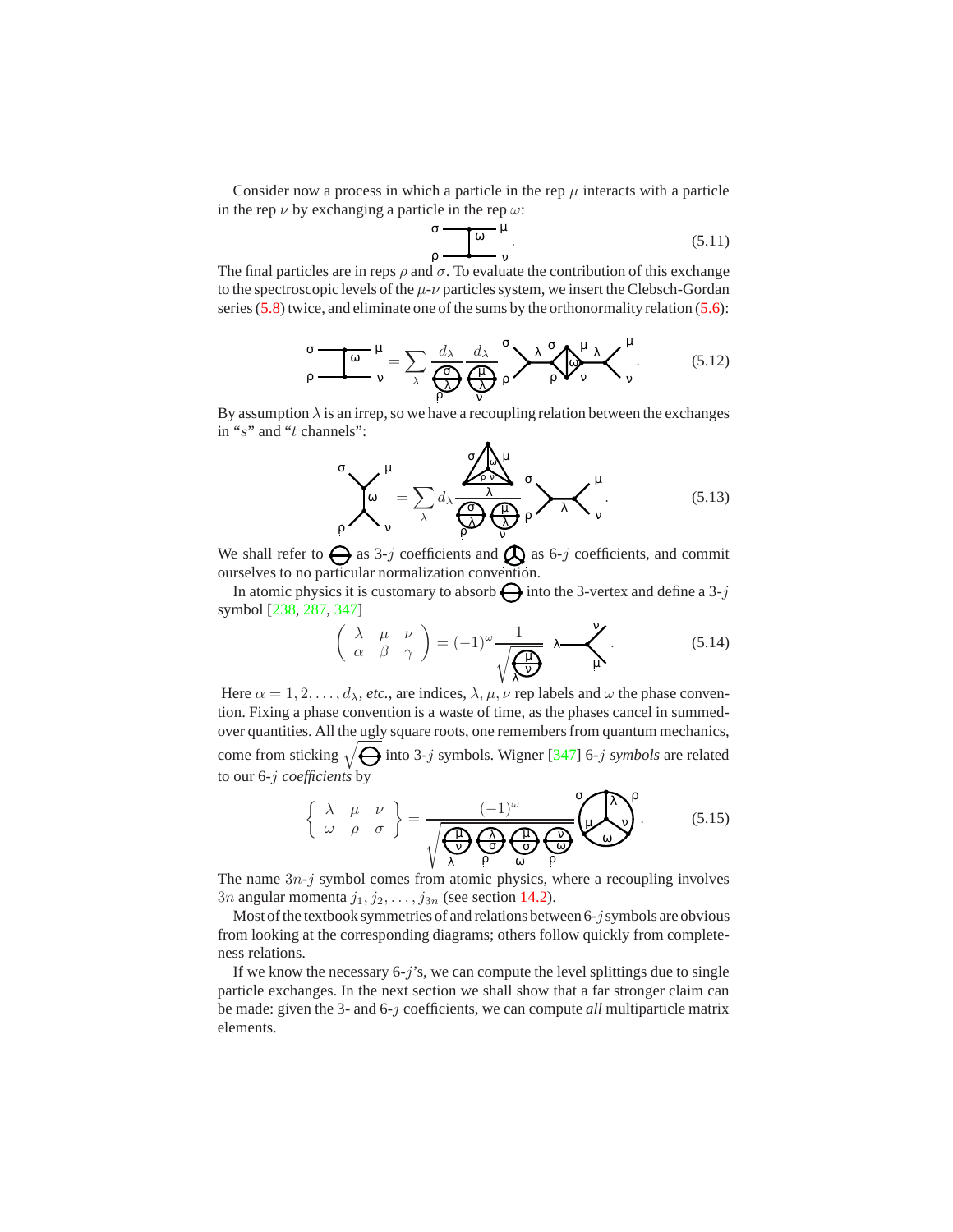Consider now a process in which a particle in the rep $\mu$ interacts with a particle in the rep $\nu$ by exchanging a particle in the rep $\omega$:

$$\text{[diagram: } \sigma, \mu, \omega, \rho, \nu \text{]} . \tag{5.11}$$

The final particles are in reps $\rho$ and $\sigma$. To evaluate the contribution of this exchange to the spectroscopic levels of the $\mu$-$\nu$ particles system, we insert the Clebsch-Gordan series (5.8) twice, and eliminate one of the sums by the orthonormality relation (5.6):

$$\text{[diagram]} = \sum_{\lambda} \frac{d_\lambda}{\text{[diagram: } \sigma, \lambda, \rho \text{]}} \frac{d_\lambda}{\text{[diagram: } \mu, \lambda, \nu \text{]}} \text{[diagram]} . \tag{5.12}$$

By assumption $\lambda$ is an irrep, so we have a recoupling relation between the exchanges in "$s$" and "$t$ channels":

$$\text{[diagram]} = \sum_{\lambda} d_\lambda \frac{\text{[diagram: 6-}j\text{]}}{\text{[diagram: } \sigma, \lambda, \rho \text{]} \, \text{[diagram: } \mu, \lambda, \nu \text{]}} \text{[diagram]} . \tag{5.13}$$

We shall refer to [diagram] as 3-$j$ coefficients and [diagram] as 6-$j$ coefficients, and commit ourselves to no particular normalization convention.

In atomic physics it is customary to absorb [diagram] into the 3-vertex and define a 3-$j$ symbol [238, 287, 347]

$$\begin{pmatrix} \lambda & \mu & \nu \\ \alpha & \beta & \gamma \end{pmatrix} = (-1)^{\omega} \frac{1}{\sqrt{\text{[diagram: } \mu, \nu, \lambda \text{]}}} \text{[diagram]} . \tag{5.14}$$

Here $\alpha = 1, 2, \ldots, d_\lambda$, *etc.*, are indices, $\lambda, \mu, \nu$ rep labels and $\omega$ the phase convention. Fixing a phase convention is a waste of time, as the phases cancel in summed-over quantities. All the ugly square roots, one remembers from quantum mechanics, come from sticking $\sqrt{\text{[diagram]}}$ into 3-$j$ symbols. Wigner [347] 6-$j$ *symbols* are related to our 6-$j$ *coefficients* by

$$\begin{Bmatrix} \lambda & \mu & \nu \\ \omega & \rho & \sigma \end{Bmatrix} = \frac{(-1)^{\omega}}{\sqrt{\text{[diagram]}\,\text{[diagram]}\,\text{[diagram]}\,\text{[diagram]}}} \text{[diagram]} . \tag{5.15}$$

The name $3n$-$j$ symbol comes from atomic physics, where a recoupling involves $3n$ angular momenta $j_1, j_2, \ldots, j_{3n}$ (see section 14.2).

Most of the textbook symmetries of and relations between 6-$j$ symbols are obvious from looking at the corresponding diagrams; others follow quickly from completeness relations.

If we know the necessary 6-$j$'s, we can compute the level splittings due to single particle exchanges. In the next section we shall show that a far stronger claim can be made: given the 3- and 6-$j$ coefficients, we can compute *all* multiparticle matrix elements.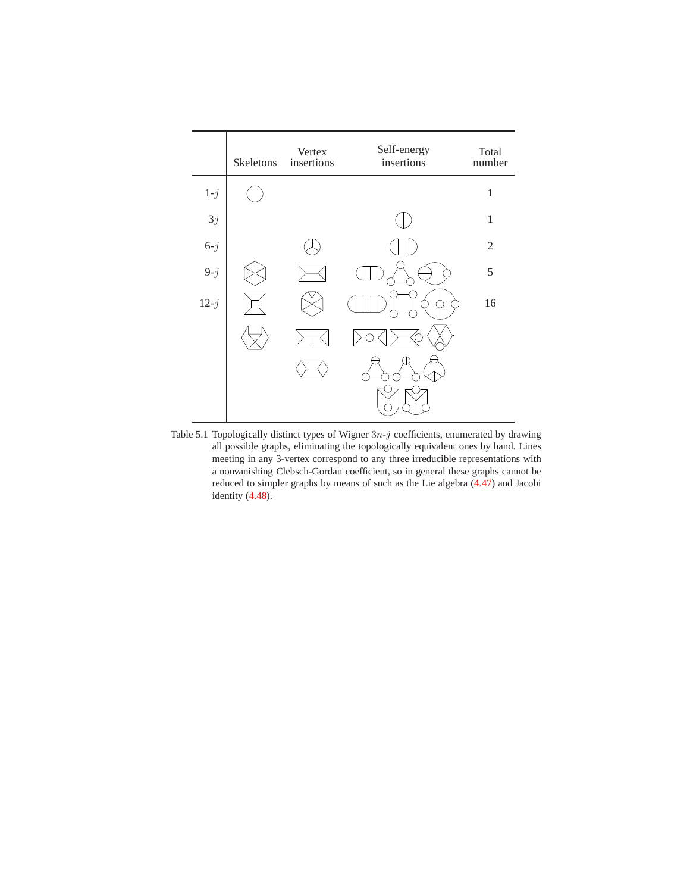| | Skeletons | Vertex insertions | Self-energy insertions | Total number |
|---|---|---|---|---|
| 1-$j$ | | | | 1 |
| $3j$ | | | | 1 |
| 6-$j$ | | | | 2 |
| 9-$j$ | | | | 5 |
| 12-$j$ | | | | 16 |

Table 5.1 Topologically distinct types of Wigner $3n$-$j$ coefficients, enumerated by drawing all possible graphs, eliminating the topologically equivalent ones by hand. Lines meeting in any 3-vertex correspond to any three irreducible representations with a nonvanishing Clebsch-Gordan coefficient, so in general these graphs cannot be reduced to simpler graphs by means of such as the Lie algebra (4.47) and Jacobi identity (4.48).